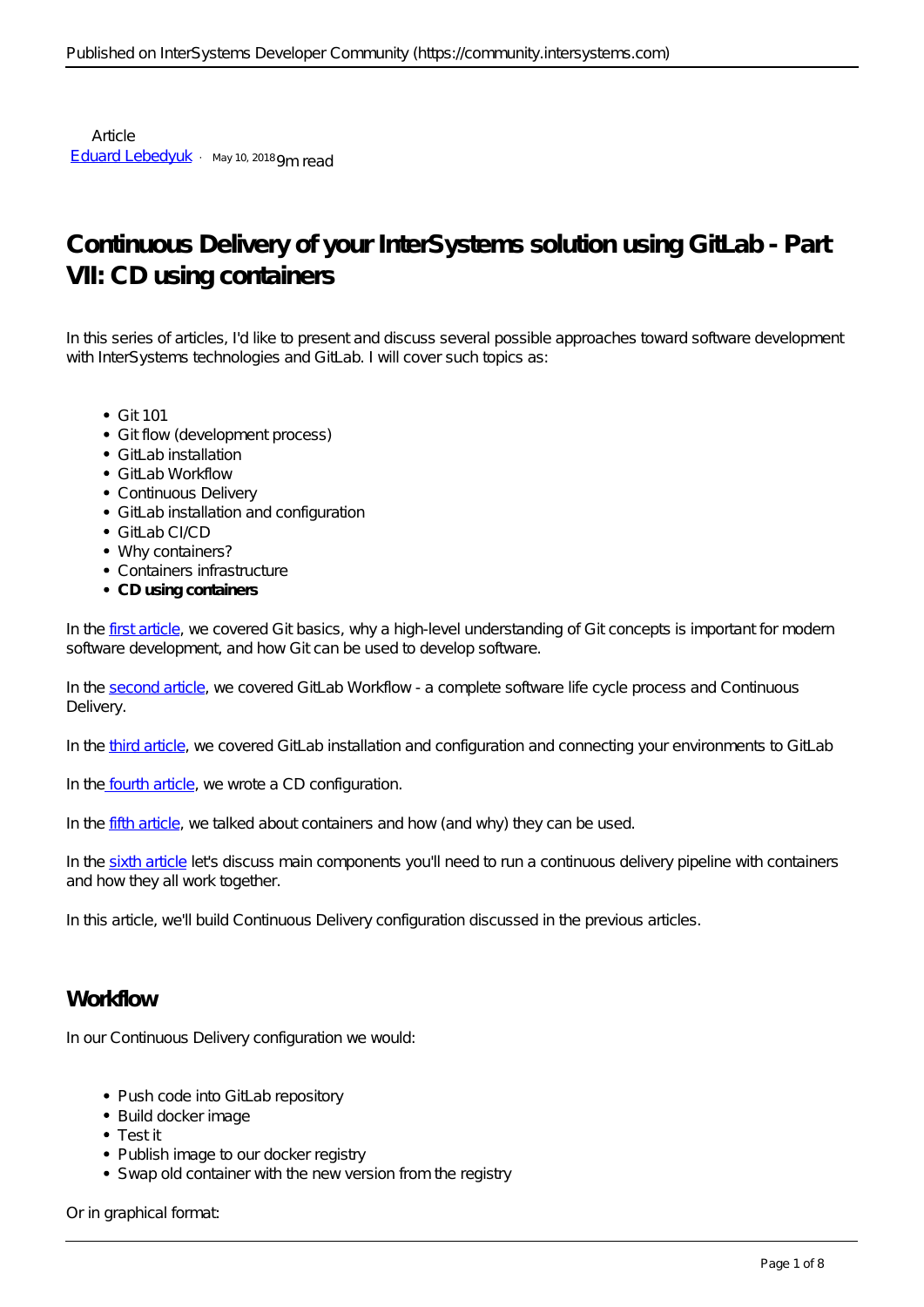Article
Eduard Lebedyuk · May 10, 2018 9m read

# Continuous Delivery of your InterSystems solution using GitLab - Part VII: CD using containers

In this series of articles, I'd like to present and discuss several possible approaches toward software development with InterSystems technologies and GitLab. I will cover such topics as:

- Git 101
- Git flow (development process)
- GitLab installation
- GitLab Workflow
- Continuous Delivery
- GitLab installation and configuration
- GitLab CI/CD
- Why containers?
- Containers infrastructure
- **CD using containers**

In the first article, we covered Git basics, why a high-level understanding of Git concepts is important for modern software development, and how Git can be used to develop software.

In the second article, we covered GitLab Workflow - a complete software life cycle process and Continuous Delivery.

In the third article, we covered GitLab installation and configuration and connecting your environments to GitLab

In the fourth article, we wrote a CD configuration.

In the fifth article, we talked about containers and how (and why) they can be used.

In the sixth article let's discuss main components you'll need to run a continuous delivery pipeline with containers and how they all work together.

In this article, we'll build Continuous Delivery configuration discussed in the previous articles.

## Workflow

In our Continuous Delivery configuration we would:

- Push code into GitLab repository
- Build docker image
- Test it
- Publish image to our docker registry
- Swap old container with the new version from the registry

Or in graphical format: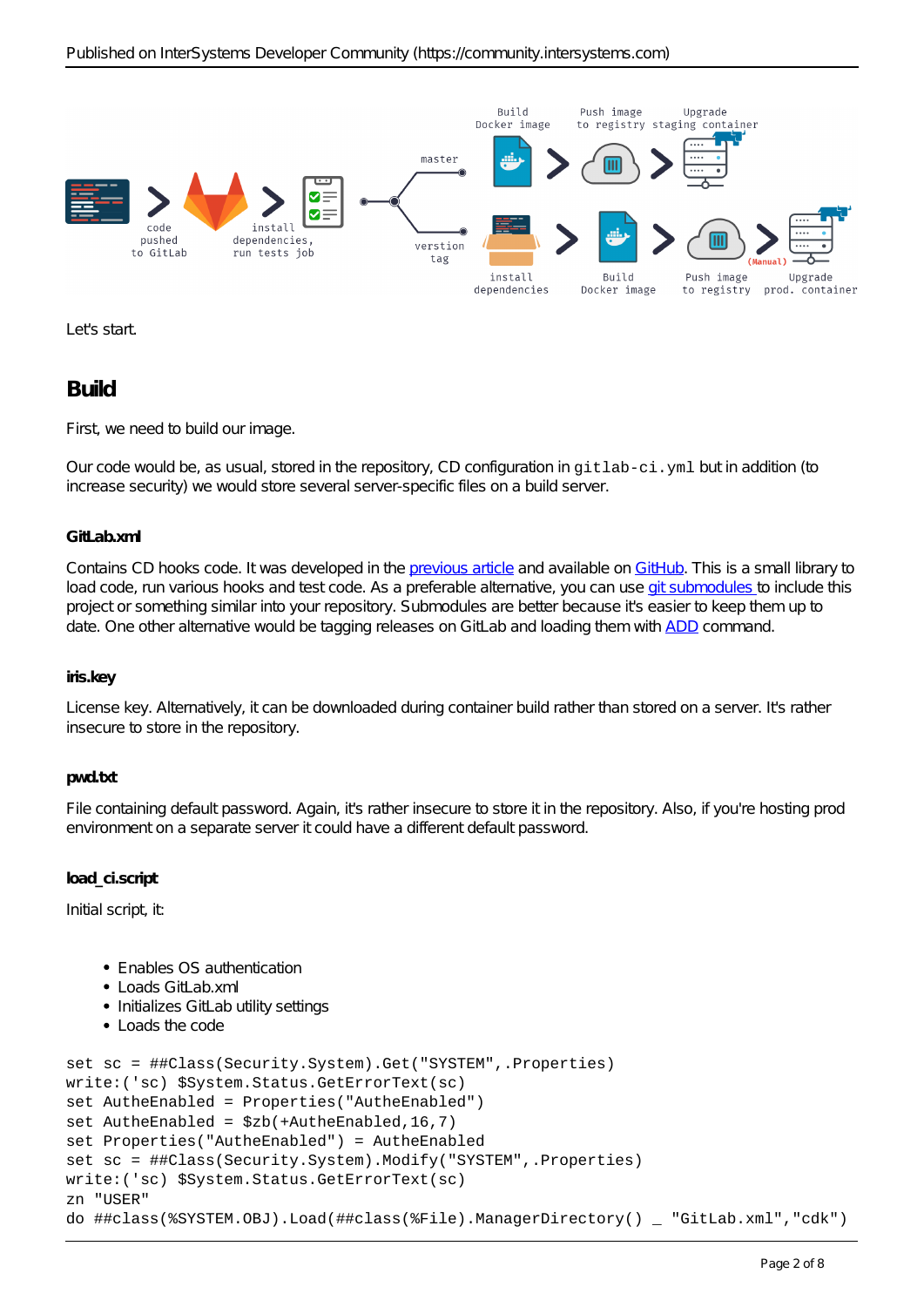Let's start.

## Build

First, we need to build our image.

Our code would be, as usual, stored in the repository, CD configuration in `gitlab-ci.yml` but in addition (to increase security) we would store several server-specific files on a build server.

#### GitLab.xml

Contains CD hooks code. It was developed in the previous article and available on GitHub. This is a small library to load code, run various hooks and test code. As a preferable alternative, you can use git submodules to include this project or something similar into your repository. Submodules are better because it's easier to keep them up to date. One other alternative would be tagging releases on GitLab and loading them with ADD command.

#### iris.key

License key. Alternatively, it can be downloaded during container build rather than stored on a server. It's rather insecure to store in the repository.

#### pwd.txt

File containing default password. Again, it's rather insecure to store it in the repository. Also, if you're hosting prod environment on a separate server it could have a different default password.

#### load_ci.script

Initial script, it:

- Enables OS authentication
- Loads GitLab.xml
- Initializes GitLab utility settings
- Loads the code

```
set sc = ##Class(Security.System).Get("SYSTEM",.Properties)
write:('sc) $System.Status.GetErrorText(sc)
set AutheEnabled = Properties("AutheEnabled")
set AutheEnabled = $zb(+AutheEnabled,16,7)
set Properties("AutheEnabled") = AutheEnabled
set sc = ##Class(Security.System).Modify("SYSTEM",.Properties)
write:('sc) $System.Status.GetErrorText(sc)
zn "USER"
do ##class(%SYSTEM.OBJ).Load(##class(%File).ManagerDirectory() _ "GitLab.xml","cdk")
```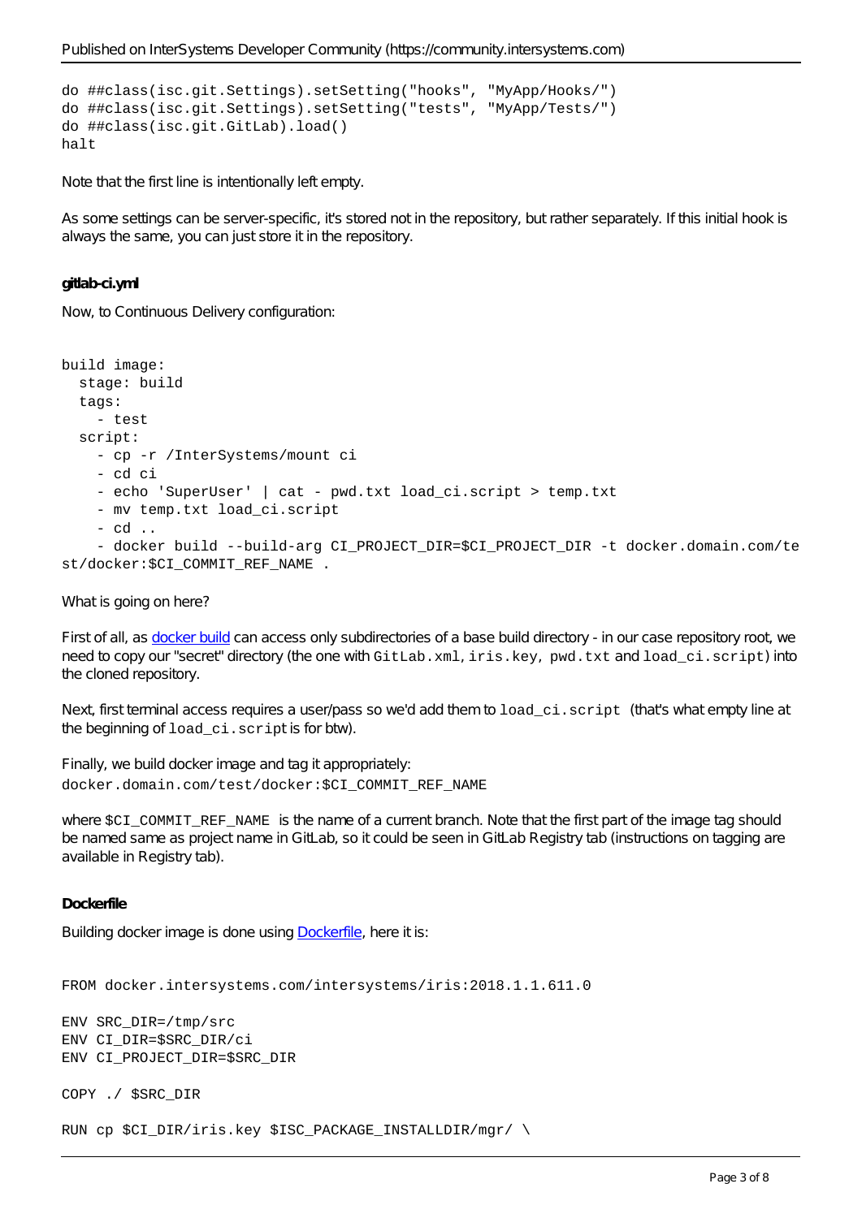```
do ##class(isc.git.Settings).setSetting("hooks", "MyApp/Hooks/")
do ##class(isc.git.Settings).setSetting("tests", "MyApp/Tests/")
do ##class(isc.git.GitLab).load()
halt
```

Note that the first line is intentionally left empty.

As some settings can be server-specific, it's stored not in the repository, but rather separately. If this initial hook is always the same, you can just store it in the repository.

#### gitlab-ci.yml

Now, to Continuous Delivery configuration:

```
build image:
  stage: build
  tags:
    - test
  script:
    - cp -r /InterSystems/mount ci
    - cd ci
    - echo 'SuperUser' | cat - pwd.txt load_ci.script > temp.txt
    - mv temp.txt load_ci.script
    - cd ..
    - docker build --build-arg CI_PROJECT_DIR=$CI_PROJECT_DIR -t docker.domain.com/test/docker:$CI_COMMIT_REF_NAME .
```

What is going on here?

First of all, as [docker build](https://docs.docker.com/engine/reference/commandline/build/) can access only subdirectories of a base build directory - in our case repository root, we need to copy our "secret" directory (the one with `GitLab.xml`, `iris.key`, `pwd.txt` and `load_ci.script`) into the cloned repository.

Next, first terminal access requires a user/pass so we'd add them to `load_ci.script` (that's what empty line at the beginning of `load_ci.script` is for btw).

Finally, we build docker image and tag it appropriately:
`docker.domain.com/test/docker:$CI_COMMIT_REF_NAME`

where `$CI_COMMIT_REF_NAME` is the name of a current branch. Note that the first part of the image tag should be named same as project name in GitLab, so it could be seen in GitLab Registry tab (instructions on tagging are available in Registry tab).

#### Dockerfile

Building docker image is done using [Dockerfile](https://docs.docker.com/engine/reference/builder/), here it is:

```
FROM docker.intersystems.com/intersystems/iris:2018.1.1.611.0

ENV SRC_DIR=/tmp/src
ENV CI_DIR=$SRC_DIR/ci
ENV CI_PROJECT_DIR=$SRC_DIR

COPY ./ $SRC_DIR

RUN cp $CI_DIR/iris.key $ISC_PACKAGE_INSTALLDIR/mgr/ \
```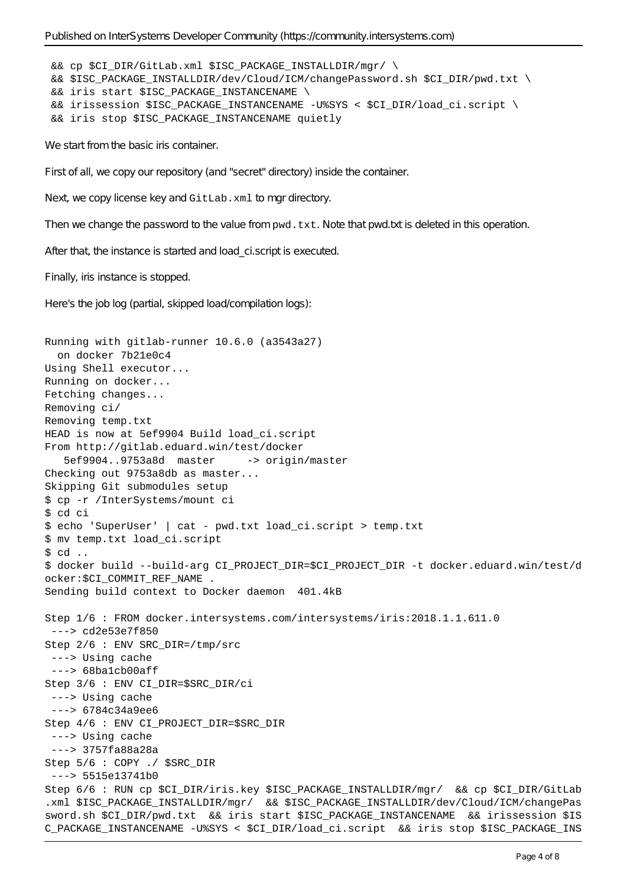```
 && cp $CI_DIR/GitLab.xml $ISC_PACKAGE_INSTALLDIR/mgr/ \
 && $ISC_PACKAGE_INSTALLDIR/dev/Cloud/ICM/changePassword.sh $CI_DIR/pwd.txt \
 && iris start $ISC_PACKAGE_INSTANCENAME \
 && irissession $ISC_PACKAGE_INSTANCENAME -U%SYS < $CI_DIR/load_ci.script \
 && iris stop $ISC_PACKAGE_INSTANCENAME quietly
```

We start from the basic iris container.

First of all, we copy our repository (and "secret" directory) inside the container.

Next, we copy license key and `GitLab.xml` to mgr directory.

Then we change the password to the value from `pwd.txt`. Note that pwd.txt is deleted in this operation.

After that, the instance is started and load_ci.script is executed.

Finally, iris instance is stopped.

Here's the job log (partial, skipped load/compilation logs):

```
Running with gitlab-runner 10.6.0 (a3543a27)
  on docker 7b21e0c4
Using Shell executor...
Running on docker...
Fetching changes...
Removing ci/
Removing temp.txt
HEAD is now at 5ef9904 Build load_ci.script
From http://gitlab.eduard.win/test/docker
   5ef9904..9753a8d  master     -> origin/master
Checking out 9753a8db as master...
Skipping Git submodules setup
$ cp -r /InterSystems/mount ci
$ cd ci
$ echo 'SuperUser' | cat - pwd.txt load_ci.script > temp.txt
$ mv temp.txt load_ci.script
$ cd ..
$ docker build --build-arg CI_PROJECT_DIR=$CI_PROJECT_DIR -t docker.eduard.win/test/d
ocker:$CI_COMMIT_REF_NAME .
Sending build context to Docker daemon  401.4kB

Step 1/6 : FROM docker.intersystems.com/intersystems/iris:2018.1.1.611.0
 ---> cd2e53e7f850
Step 2/6 : ENV SRC_DIR=/tmp/src
 ---> Using cache
 ---> 68ba1cb00aff
Step 3/6 : ENV CI_DIR=$SRC_DIR/ci
 ---> Using cache
 ---> 6784c34a9ee6
Step 4/6 : ENV CI_PROJECT_DIR=$SRC_DIR
 ---> Using cache
 ---> 3757fa88a28a
Step 5/6 : COPY ./ $SRC_DIR
 ---> 5515e13741b0
Step 6/6 : RUN cp $CI_DIR/iris.key $ISC_PACKAGE_INSTALLDIR/mgr/  && cp $CI_DIR/GitLab
.xml $ISC_PACKAGE_INSTALLDIR/mgr/  && $ISC_PACKAGE_INSTALLDIR/dev/Cloud/ICM/changePas
sword.sh $CI_DIR/pwd.txt  && iris start $ISC_PACKAGE_INSTANCENAME  && irissession $IS
C_PACKAGE_INSTANCENAME -U%SYS < $CI_DIR/load_ci.script  && iris stop $ISC_PACKAGE_INS
```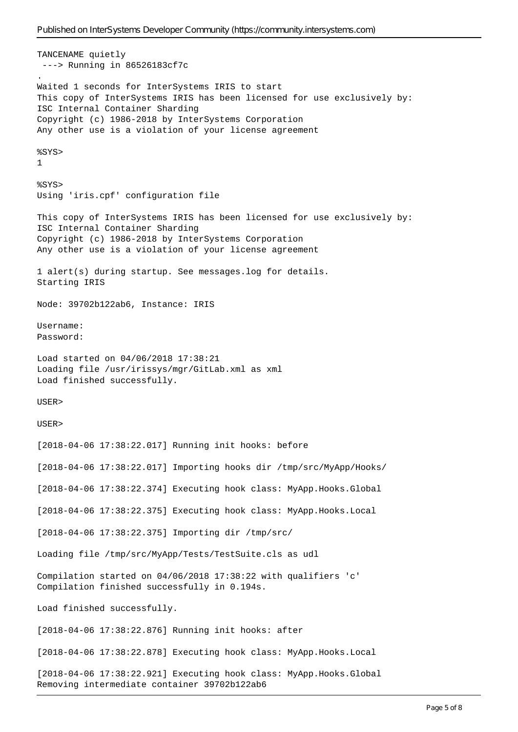```
TANCENAME quietly
 ---> Running in 86526183cf7c
.
Waited 1 seconds for InterSystems IRIS to start
This copy of InterSystems IRIS has been licensed for use exclusively by:
ISC Internal Container Sharding
Copyright (c) 1986-2018 by InterSystems Corporation
Any other use is a violation of your license agreement

%SYS>
1

%SYS>
Using 'iris.cpf' configuration file

This copy of InterSystems IRIS has been licensed for use exclusively by:
ISC Internal Container Sharding
Copyright (c) 1986-2018 by InterSystems Corporation
Any other use is a violation of your license agreement

1 alert(s) during startup. See messages.log for details.
Starting IRIS

Node: 39702b122ab6, Instance: IRIS

Username:
Password:

Load started on 04/06/2018 17:38:21
Loading file /usr/irissys/mgr/GitLab.xml as xml
Load finished successfully.

USER>

USER>

[2018-04-06 17:38:22.017] Running init hooks: before

[2018-04-06 17:38:22.017] Importing hooks dir /tmp/src/MyApp/Hooks/

[2018-04-06 17:38:22.374] Executing hook class: MyApp.Hooks.Global

[2018-04-06 17:38:22.375] Executing hook class: MyApp.Hooks.Local

[2018-04-06 17:38:22.375] Importing dir /tmp/src/

Loading file /tmp/src/MyApp/Tests/TestSuite.cls as udl

Compilation started on 04/06/2018 17:38:22 with qualifiers 'c'
Compilation finished successfully in 0.194s.

Load finished successfully.

[2018-04-06 17:38:22.876] Running init hooks: after

[2018-04-06 17:38:22.878] Executing hook class: MyApp.Hooks.Local

[2018-04-06 17:38:22.921] Executing hook class: MyApp.Hooks.Global
Removing intermediate container 39702b122ab6
```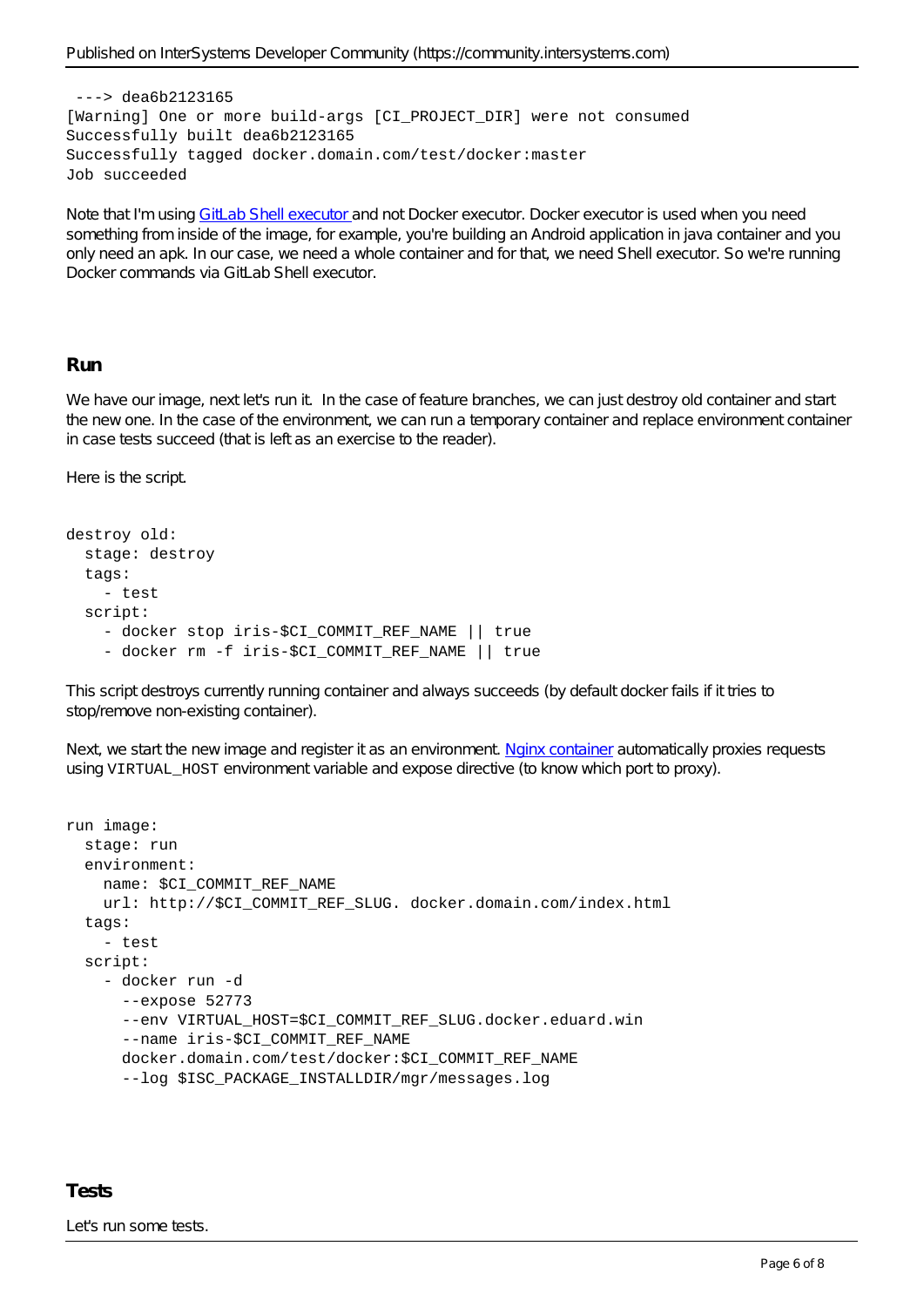```
 ---> dea6b2123165
[Warning] One or more build-args [CI_PROJECT_DIR] were not consumed
Successfully built dea6b2123165
Successfully tagged docker.domain.com/test/docker:master
Job succeeded
```

Note that I'm using GitLab Shell executor and not Docker executor. Docker executor is used when you need something from inside of the image, for example, you're building an Android application in java container and you only need an apk. In our case, we need a whole container and for that, we need Shell executor. So we're running Docker commands via GitLab Shell executor.

## Run

We have our image, next let's run it. In the case of feature branches, we can just destroy old container and start the new one. In the case of the environment, we can run a temporary container and replace environment container in case tests succeed (that is left as an exercise to the reader).

Here is the script.

```
destroy old:
  stage: destroy
  tags:
    - test
  script:
    - docker stop iris-$CI_COMMIT_REF_NAME || true
    - docker rm -f iris-$CI_COMMIT_REF_NAME || true
```

This script destroys currently running container and always succeeds (by default docker fails if it tries to stop/remove non-existing container).

Next, we start the new image and register it as an environment. Nginx container automatically proxies requests using `VIRTUAL_HOST` environment variable and expose directive (to know which port to proxy).

```
run image:
  stage: run
  environment:
    name: $CI_COMMIT_REF_NAME
    url: http://$CI_COMMIT_REF_SLUG. docker.domain.com/index.html
  tags:
    - test
  script:
    - docker run -d
      --expose 52773
      --env VIRTUAL_HOST=$CI_COMMIT_REF_SLUG.docker.eduard.win
      --name iris-$CI_COMMIT_REF_NAME
      docker.domain.com/test/docker:$CI_COMMIT_REF_NAME
      --log $ISC_PACKAGE_INSTALLDIR/mgr/messages.log
```

## Tests

Let's run some tests.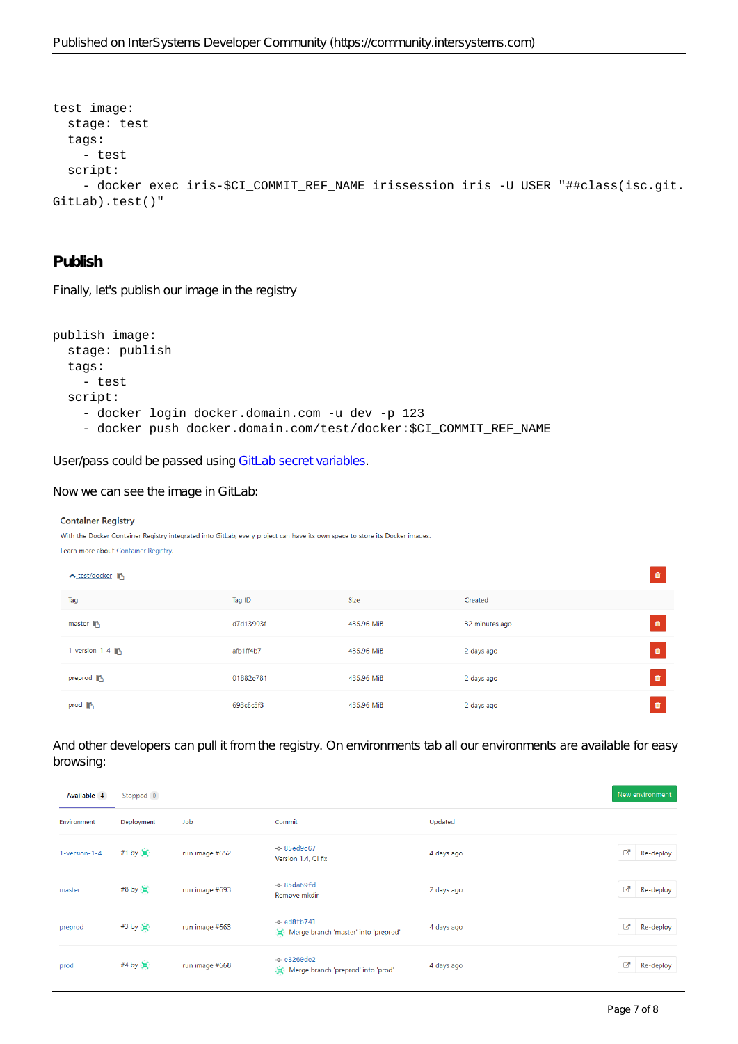```
test image:
  stage: test
  tags:
    - test
  script:
    - docker exec iris-$CI_COMMIT_REF_NAME irissession iris -U USER "##class(isc.git.
GitLab).test()"
```

## Publish

Finally, let's publish our image in the registry

```
publish image:
  stage: publish
  tags:
    - test
  script:
    - docker login docker.domain.com -u dev -p 123
    - docker push docker.domain.com/test/docker:$CI_COMMIT_REF_NAME
```

User/pass could be passed using GitLab secret variables.

Now we can see the image in GitLab:

**Container Registry**

With the Docker Container Registry integrated into GitLab, every project can have its own space to store its Docker images.

Learn more about Container Registry.

test/docker

| Tag | Tag ID | Size | Created |
| --- | --- | --- | --- |
| master | d7d13903f | 435.96 MiB | 32 minutes ago |
| 1-version-1-4 | afb1ff4b7 | 435.96 MiB | 2 days ago |
| preprod | 01882e781 | 435.96 MiB | 2 days ago |
| prod | 693c8c3f3 | 435.96 MiB | 2 days ago |

And other developers can pull it from the registry. On environments tab all our environments are available for easy browsing:

Available 4 | Stopped 0 | New environment

| Environment | Deployment | Job | Commit | Updated | |
| --- | --- | --- | --- | --- | --- |
| 1-version-1-4 | #1 by | run image #652 | 85ed9c67 Version 1.4, CI fix | 4 days ago | Re-deploy |
| master | #8 by | run image #693 | 85da69fd Remove mkdir | 2 days ago | Re-deploy |
| preprod | #3 by | run image #663 | ed8fb741 Merge branch 'master' into 'preprod' | 4 days ago | Re-deploy |
| prod | #4 by | run image #668 | e3268de2 Merge branch 'preprod' into 'prod' | 4 days ago | Re-deploy |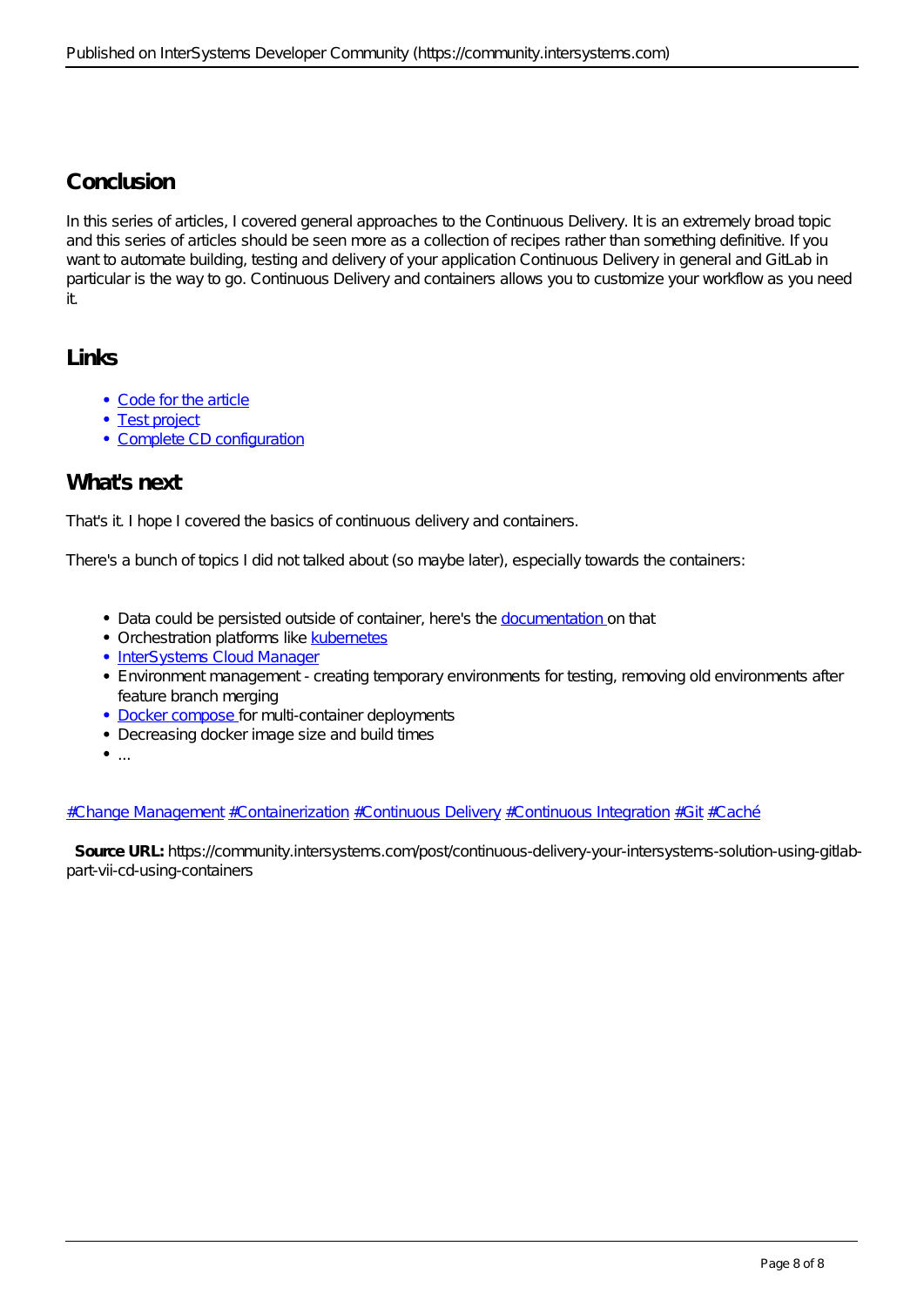## Conclusion

In this series of articles, I covered general approaches to the Continuous Delivery. It is an extremely broad topic and this series of articles should be seen more as a collection of recipes rather than something definitive. If you want to automate building, testing and delivery of your application Continuous Delivery in general and GitLab in particular is the way to go. Continuous Delivery and containers allows you to customize your workflow as you need it.

## Links

- Code for the article
- Test project
- Complete CD configuration

## What's next

That's it. I hope I covered the basics of continuous delivery and containers.

There's a bunch of topics I did not talked about (so maybe later), especially towards the containers:

- Data could be persisted outside of container, here's the documentation on that
- Orchestration platforms like kubernetes
- InterSystems Cloud Manager
- Environment management - creating temporary environments for testing, removing old environments after feature branch merging
- Docker compose for multi-container deployments
- Decreasing docker image size and build times
- ...

#Change Management #Containerization #Continuous Delivery #Continuous Integration #Git #Caché

**Source URL:** https://community.intersystems.com/post/continuous-delivery-your-intersystems-solution-using-gitlab-part-vii-cd-using-containers